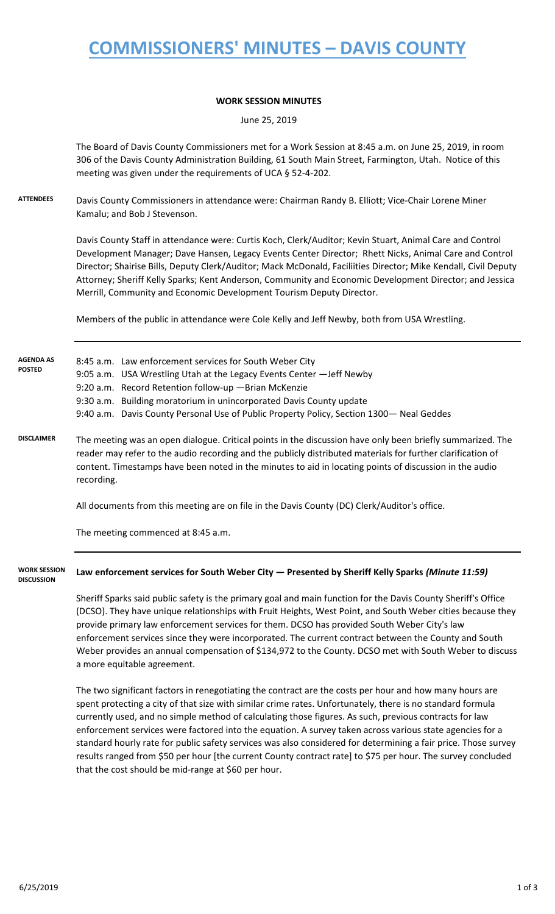# COMMISSIONERS' MINUTES – DAVIS COUNTY

## WORK SESSION MINUTES

June 25, 2019

The Board of Davis County Commissioners met for a Work Session at 8:45 a.m. on June 25, 2019, in room 306 of the Davis County Administration Building, 61 South Main Street, Farmington, Utah. Notice of this meeting was given under the requirements of UCA § 52-4-202.

**ATTENDEES**

Davis County Commissioners in attendance were: Chairman Randy B. Elliott; Vice-Chair Lorene Miner Kamalu; and Bob J Stevenson.

Davis County Staff in attendance were: Curtis Koch, Clerk/Auditor; Kevin Stuart, Animal Care and Control Development Manager; Dave Hansen, Legacy Events Center Director; Rhett Nicks, Animal Care and Control Director; Shairise Bills, Deputy Clerk/Auditor; Mack McDonald, Faciliities Director; Mike Kendall, Civil Deputy Attorney; Sheriff Kelly Sparks; Kent Anderson, Community and Economic Development Director; and Jessica Merrill, Community and Economic Development Tourism Deputy Director.

Members of the public in attendance were Cole Kelly and Jeff Newby, both from USA Wrestling.

**AGENDA AS POSTED**

8:45 a.m. Law enforcement services for South Weber City
9:05 a.m. USA Wrestling Utah at the Legacy Events Center —Jeff Newby
9:20 a.m. Record Retention follow-up —Brian McKenzie
9:30 a.m. Building moratorium in unincorporated Davis County update
9:40 a.m. Davis County Personal Use of Public Property Policy, Section 1300— Neal Geddes

**DISCLAIMER**

The meeting was an open dialogue. Critical points in the discussion have only been briefly summarized. The reader may refer to the audio recording and the publicly distributed materials for further clarification of content. Timestamps have been noted in the minutes to aid in locating points of discussion in the audio recording.

All documents from this meeting are on file in the Davis County (DC) Clerk/Auditor's office.

The meeting commenced at 8:45 a.m.

**WORK SESSION DISCUSSION**

**Law enforcement services for South Weber City — Presented by Sheriff Kelly Sparks** ***(Minute 11:59)***

Sheriff Sparks said public safety is the primary goal and main function for the Davis County Sheriff's Office (DCSO). They have unique relationships with Fruit Heights, West Point, and South Weber cities because they provide primary law enforcement services for them. DCSO has provided South Weber City's law enforcement services since they were incorporated. The current contract between the County and South Weber provides an annual compensation of $134,972 to the County. DCSO met with South Weber to discuss a more equitable agreement.

The two significant factors in renegotiating the contract are the costs per hour and how many hours are spent protecting a city of that size with similar crime rates. Unfortunately, there is no standard formula currently used, and no simple method of calculating those figures. As such, previous contracts for law enforcement services were factored into the equation. A survey taken across various state agencies for a standard hourly rate for public safety services was also considered for determining a fair price. Those survey results ranged from $50 per hour [the current County contract rate] to $75 per hour. The survey concluded that the cost should be mid-range at $60 per hour.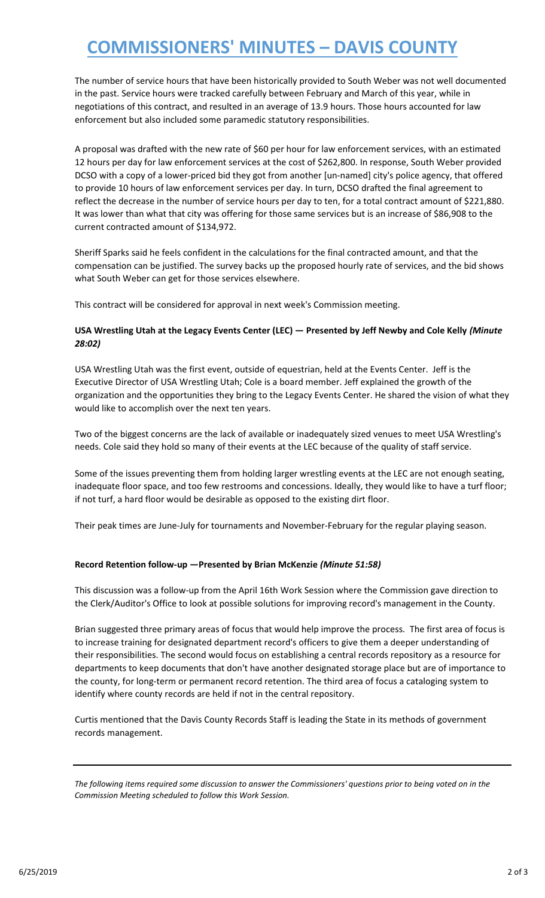The number of service hours that have been historically provided to South Weber was not well documented in the past. Service hours were tracked carefully between February and March of this year, while in negotiations of this contract, and resulted in an average of 13.9 hours. Those hours accounted for law enforcement but also included some paramedic statutory responsibilities.

A proposal was drafted with the new rate of $60 per hour for law enforcement services, with an estimated 12 hours per day for law enforcement services at the cost of $262,800. In response, South Weber provided DCSO with a copy of a lower-priced bid they got from another [un-named] city's police agency, that offered to provide 10 hours of law enforcement services per day. In turn, DCSO drafted the final agreement to reflect the decrease in the number of service hours per day to ten, for a total contract amount of $221,880. It was lower than what that city was offering for those same services but is an increase of $86,908 to the current contracted amount of $134,972.

Sheriff Sparks said he feels confident in the calculations for the final contracted amount, and that the compensation can be justified. The survey backs up the proposed hourly rate of services, and the bid shows what South Weber can get for those services elsewhere.

This contract will be considered for approval in next week's Commission meeting.

**USA Wrestling Utah at the Legacy Events Center (LEC) — Presented by Jeff Newby and Cole Kelly *(Minute 28:02)***

USA Wrestling Utah was the first event, outside of equestrian, held at the Events Center. Jeff is the Executive Director of USA Wrestling Utah; Cole is a board member. Jeff explained the growth of the organization and the opportunities they bring to the Legacy Events Center. He shared the vision of what they would like to accomplish over the next ten years.

Two of the biggest concerns are the lack of available or inadequately sized venues to meet USA Wrestling's needs. Cole said they hold so many of their events at the LEC because of the quality of staff service.

Some of the issues preventing them from holding larger wrestling events at the LEC are not enough seating, inadequate floor space, and too few restrooms and concessions. Ideally, they would like to have a turf floor; if not turf, a hard floor would be desirable as opposed to the existing dirt floor.

Their peak times are June-July for tournaments and November-February for the regular playing season.

**Record Retention follow-up —Presented by Brian McKenzie *(Minute 51:58)***

This discussion was a follow-up from the April 16th Work Session where the Commission gave direction to the Clerk/Auditor's Office to look at possible solutions for improving record's management in the County.

Brian suggested three primary areas of focus that would help improve the process. The first area of focus is to increase training for designated department record's officers to give them a deeper understanding of their responsibilities. The second would focus on establishing a central records repository as a resource for departments to keep documents that don't have another designated storage place but are of importance to the county, for long-term or permanent record retention. The third area of focus a cataloging system to identify where county records are held if not in the central repository.

Curtis mentioned that the Davis County Records Staff is leading the State in its methods of government records management.

---

*The following items required some discussion to answer the Commissioners' questions prior to being voted on in the Commission Meeting scheduled to follow this Work Session.*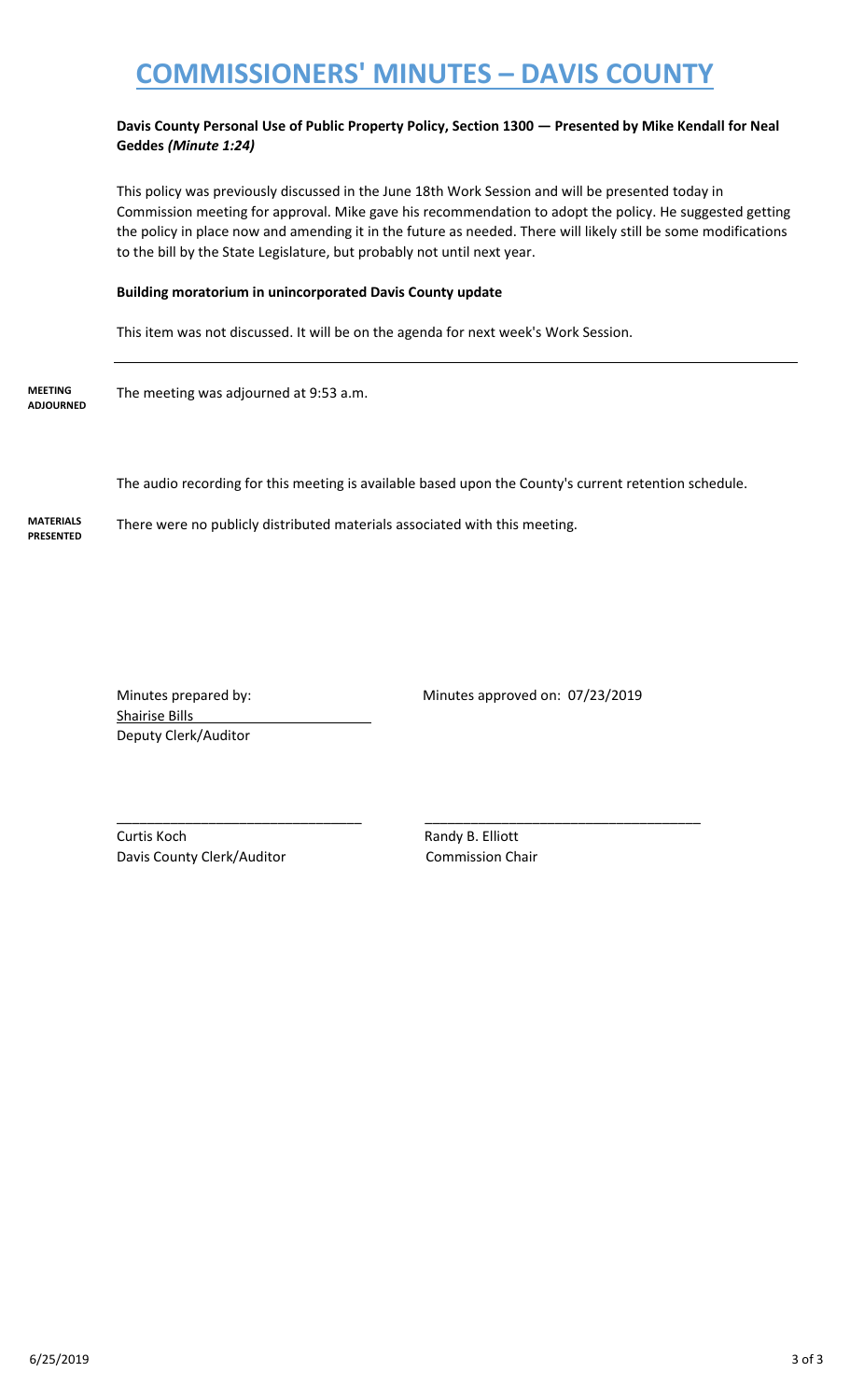# COMMISSIONERS' MINUTES – DAVIS COUNTY

**Davis County Personal Use of Public Property Policy, Section 1300 — Presented by Mike Kendall for Neal Geddes** ***(Minute 1:24)***

This policy was previously discussed in the June 18th Work Session and will be presented today in Commission meeting for approval. Mike gave his recommendation to adopt the policy. He suggested getting the policy in place now and amending it in the future as needed. There will likely still be some modifications to the bill by the State Legislature, but probably not until next year.

**Building moratorium in unincorporated Davis County update**

This item was not discussed. It will be on the agenda for next week's Work Session.

---

**MEETING ADJOURNED** The meeting was adjourned at 9:53 a.m.

The audio recording for this meeting is available based upon the County's current retention schedule.

**MATERIALS PRESENTED** There were no publicly distributed materials associated with this meeting.

Minutes prepared by:
Shairise Bills
Deputy Clerk/Auditor

Minutes approved on: 07/23/2019

\_\_\_\_\_\_\_\_\_\_\_\_\_\_\_\_\_\_\_\_\_\_\_\_\_\_\_\_\_\_\_\_
Curtis Koch
Davis County Clerk/Auditor

\_\_\_\_\_\_\_\_\_\_\_\_\_\_\_\_\_\_\_\_\_\_\_\_\_\_\_\_\_\_\_\_\_\_\_\_
Randy B. Elliott
Commission Chair